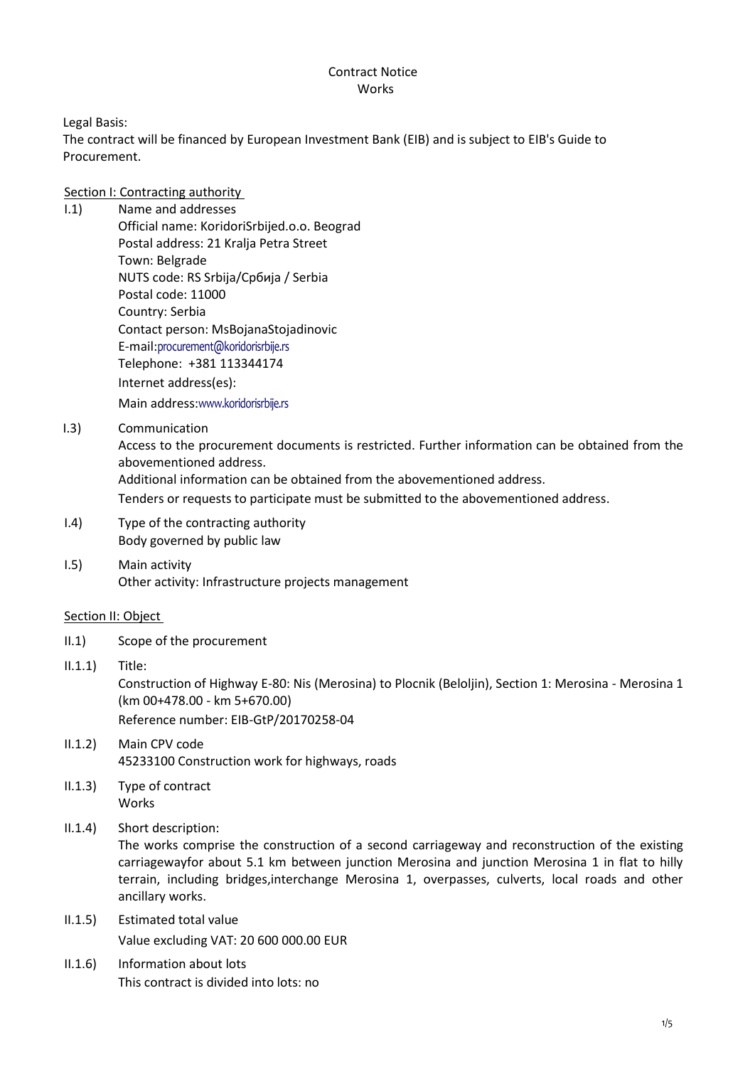Contract Notice
Works

Legal Basis:
The contract will be financed by European Investment Bank (EIB) and is subject to EIB's Guide to Procurement.

## Section I: Contracting authority

I.1) Name and addresses
Official name: KoridoriSrbijed.o.o. Beograd
Postal address: 21 Kralja Petra Street
Town: Belgrade
NUTS code: RS Srbija/Србија / Serbia
Postal code: 11000
Country: Serbia
Contact person: MsBojanaStojadinovic
E-mail:procurement@koridorisrbije.rs
Telephone: +381 113344174
Internet address(es):
Main address:www.koridorisrbije.rs

I.3) Communication
Access to the procurement documents is restricted. Further information can be obtained from the abovementioned address.
Additional information can be obtained from the abovementioned address.
Tenders or requests to participate must be submitted to the abovementioned address.

I.4) Type of the contracting authority
Body governed by public law

I.5) Main activity
Other activity: Infrastructure projects management

## Section II: Object

II.1) Scope of the procurement

II.1.1) Title:
Construction of Highway E-80: Nis (Merosina) to Plocnik (Beloljin), Section 1: Merosina - Merosina 1 (km 00+478.00 - km 5+670.00)
Reference number: EIB-GtP/20170258-04

II.1.2) Main CPV code
45233100 Construction work for highways, roads

II.1.3) Type of contract
Works

II.1.4) Short description:
The works comprise the construction of a second carriageway and reconstruction of the existing carriagewayfor about 5.1 km between junction Merosina and junction Merosina 1 in flat to hilly terrain, including bridges,interchange Merosina 1, overpasses, culverts, local roads and other ancillary works.

II.1.5) Estimated total value
Value excluding VAT: 20 600 000.00 EUR

II.1.6) Information about lots
This contract is divided into lots: no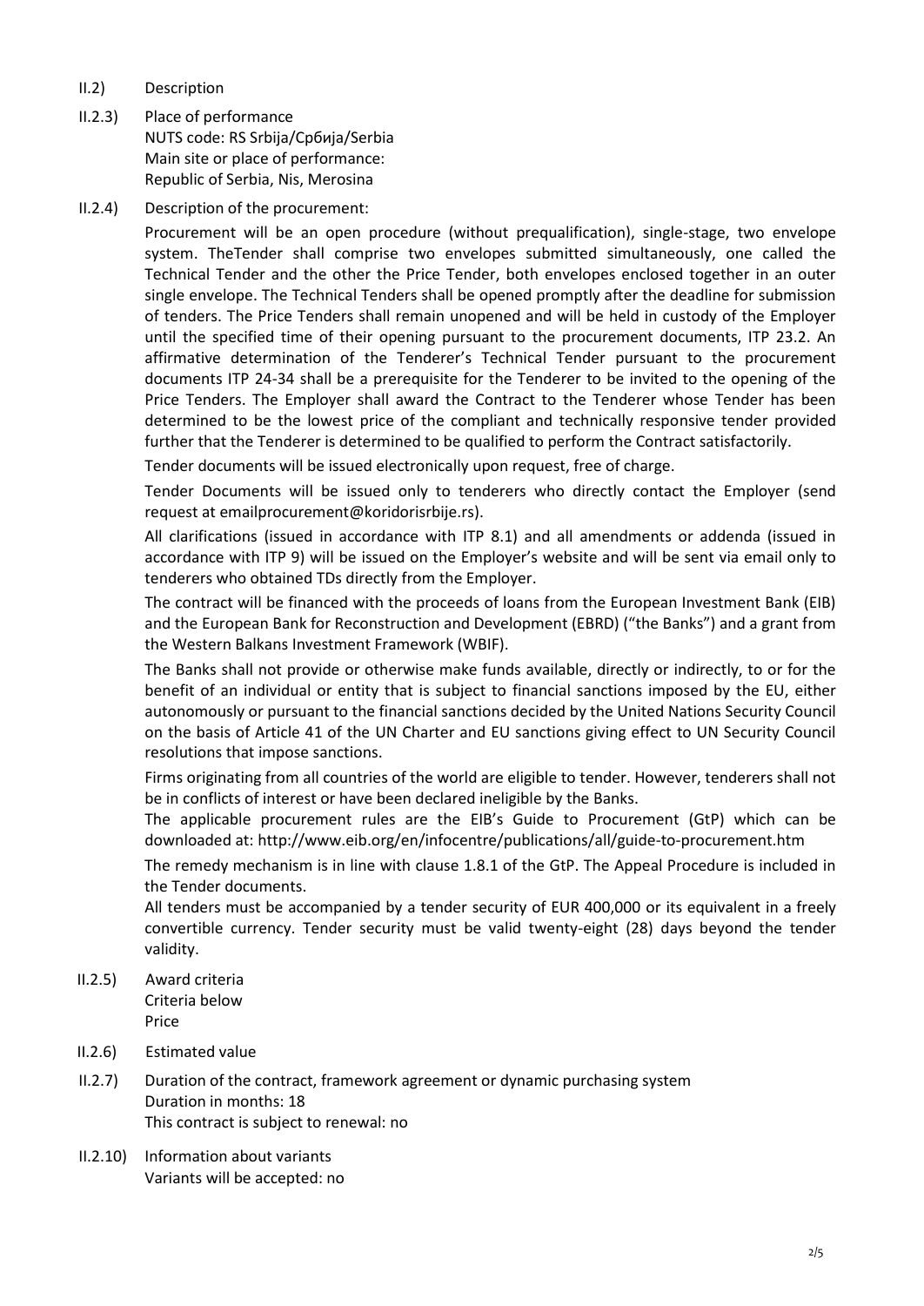II.2) Description

II.2.3) Place of performance
NUTS code: RS Srbija/Србија/Serbia
Main site or place of performance:
Republic of Serbia, Nis, Merosina

II.2.4) Description of the procurement:

Procurement will be an open procedure (without prequalification), single-stage, two envelope system. TheTender shall comprise two envelopes submitted simultaneously, one called the Technical Tender and the other the Price Tender, both envelopes enclosed together in an outer single envelope. The Technical Tenders shall be opened promptly after the deadline for submission of tenders. The Price Tenders shall remain unopened and will be held in custody of the Employer until the specified time of their opening pursuant to the procurement documents, ITP 23.2. An affirmative determination of the Tenderer's Technical Tender pursuant to the procurement documents ITP 24-34 shall be a prerequisite for the Tenderer to be invited to the opening of the Price Tenders. The Employer shall award the Contract to the Tenderer whose Tender has been determined to be the lowest price of the compliant and technically responsive tender provided further that the Tenderer is determined to be qualified to perform the Contract satisfactorily.

Tender documents will be issued electronically upon request, free of charge.

Tender Documents will be issued only to tenderers who directly contact the Employer (send request at emailprocurement@koridorisrbije.rs).

All clarifications (issued in accordance with ITP 8.1) and all amendments or addenda (issued in accordance with ITP 9) will be issued on the Employer's website and will be sent via email only to tenderers who obtained TDs directly from the Employer.

The contract will be financed with the proceeds of loans from the European Investment Bank (EIB) and the European Bank for Reconstruction and Development (EBRD) ("the Banks") and a grant from the Western Balkans Investment Framework (WBIF).

The Banks shall not provide or otherwise make funds available, directly or indirectly, to or for the benefit of an individual or entity that is subject to financial sanctions imposed by the EU, either autonomously or pursuant to the financial sanctions decided by the United Nations Security Council on the basis of Article 41 of the UN Charter and EU sanctions giving effect to UN Security Council resolutions that impose sanctions.

Firms originating from all countries of the world are eligible to tender. However, tenderers shall not be in conflicts of interest or have been declared ineligible by the Banks.

The applicable procurement rules are the EIB's Guide to Procurement (GtP) which can be downloaded at: http://www.eib.org/en/infocentre/publications/all/guide-to-procurement.htm

The remedy mechanism is in line with clause 1.8.1 of the GtP. The Appeal Procedure is included in the Tender documents.

All tenders must be accompanied by a tender security of EUR 400,000 or its equivalent in a freely convertible currency. Tender security must be valid twenty-eight (28) days beyond the tender validity.

II.2.5) Award criteria
Criteria below
Price

II.2.6) Estimated value

II.2.7) Duration of the contract, framework agreement or dynamic purchasing system
Duration in months: 18
This contract is subject to renewal: no

II.2.10) Information about variants
Variants will be accepted: no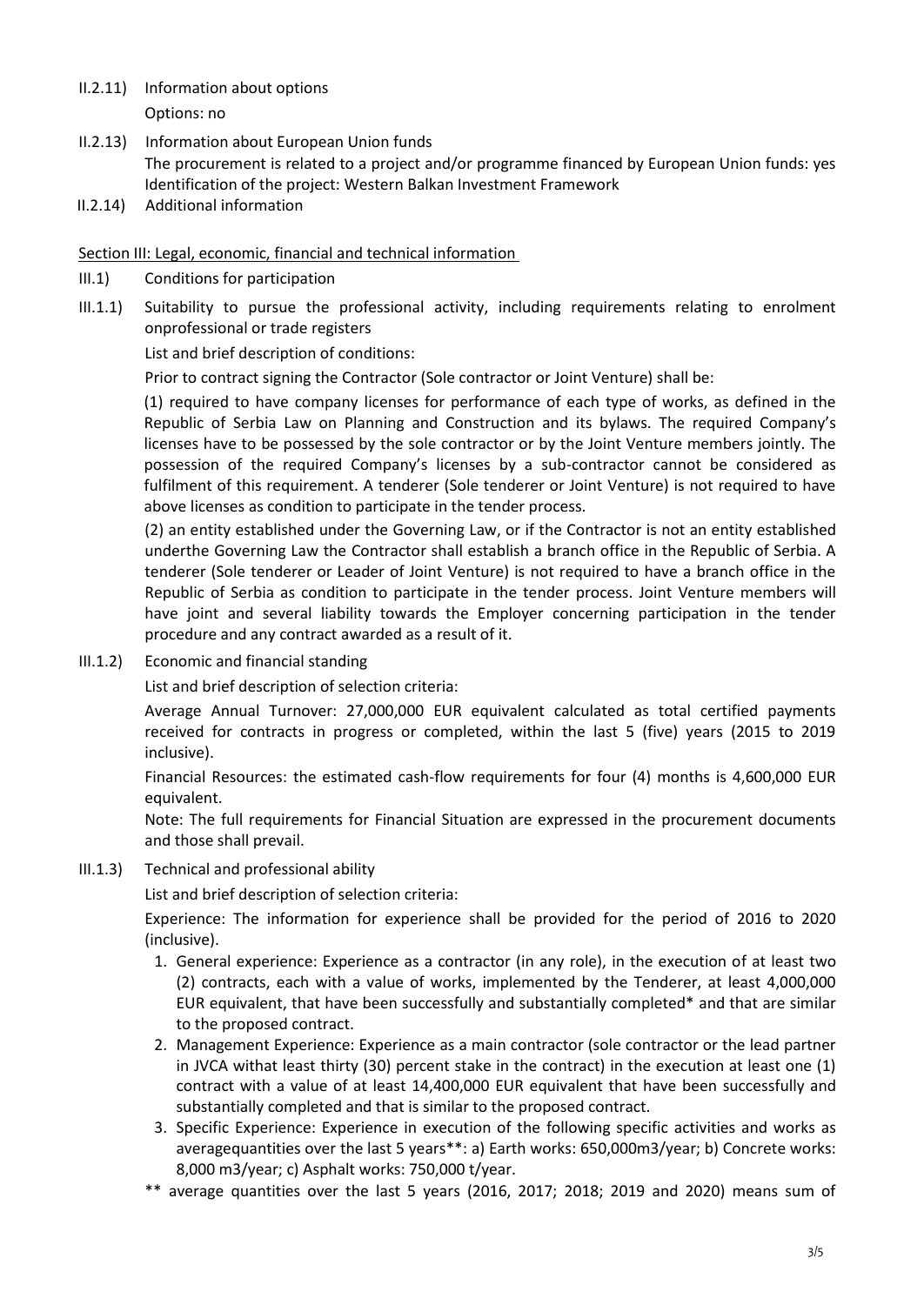II.2.11) Information about options

Options: no

II.2.13) Information about European Union funds

The procurement is related to a project and/or programme financed by European Union funds: yes

Identification of the project: Western Balkan Investment Framework

II.2.14) Additional information

Section III: Legal, economic, financial and technical information

III.1) Conditions for participation

III.1.1) Suitability to pursue the professional activity, including requirements relating to enrolment onprofessional or trade registers

List and brief description of conditions:

Prior to contract signing the Contractor (Sole contractor or Joint Venture) shall be:

(1) required to have company licenses for performance of each type of works, as defined in the Republic of Serbia Law on Planning and Construction and its bylaws. The required Company's licenses have to be possessed by the sole contractor or by the Joint Venture members jointly. The possession of the required Company's licenses by a sub-contractor cannot be considered as fulfilment of this requirement. A tenderer (Sole tenderer or Joint Venture) is not required to have above licenses as condition to participate in the tender process.

(2) an entity established under the Governing Law, or if the Contractor is not an entity established underthe Governing Law the Contractor shall establish a branch office in the Republic of Serbia. A tenderer (Sole tenderer or Leader of Joint Venture) is not required to have a branch office in the Republic of Serbia as condition to participate in the tender process. Joint Venture members will have joint and several liability towards the Employer concerning participation in the tender procedure and any contract awarded as a result of it.

III.1.2) Economic and financial standing

List and brief description of selection criteria:

Average Annual Turnover: 27,000,000 EUR equivalent calculated as total certified payments received for contracts in progress or completed, within the last 5 (five) years (2015 to 2019 inclusive).

Financial Resources: the estimated cash-flow requirements for four (4) months is 4,600,000 EUR equivalent.

Note: The full requirements for Financial Situation are expressed in the procurement documents and those shall prevail.

III.1.3) Technical and professional ability

List and brief description of selection criteria:

Experience: The information for experience shall be provided for the period of 2016 to 2020 (inclusive).

1. General experience: Experience as a contractor (in any role), in the execution of at least two (2) contracts, each with a value of works, implemented by the Tenderer, at least 4,000,000 EUR equivalent, that have been successfully and substantially completed* and that are similar to the proposed contract.
2. Management Experience: Experience as a main contractor (sole contractor or the lead partner in JVCA withat least thirty (30) percent stake in the contract) in the execution at least one (1) contract with a value of at least 14,400,000 EUR equivalent that have been successfully and substantially completed and that is similar to the proposed contract.
3. Specific Experience: Experience in execution of the following specific activities and works as averagequantities over the last 5 years**: a) Earth works: 650,000m3/year; b) Concrete works: 8,000 m3/year; c) Asphalt works: 750,000 t/year.

** average quantities over the last 5 years (2016, 2017; 2018; 2019 and 2020) means sum of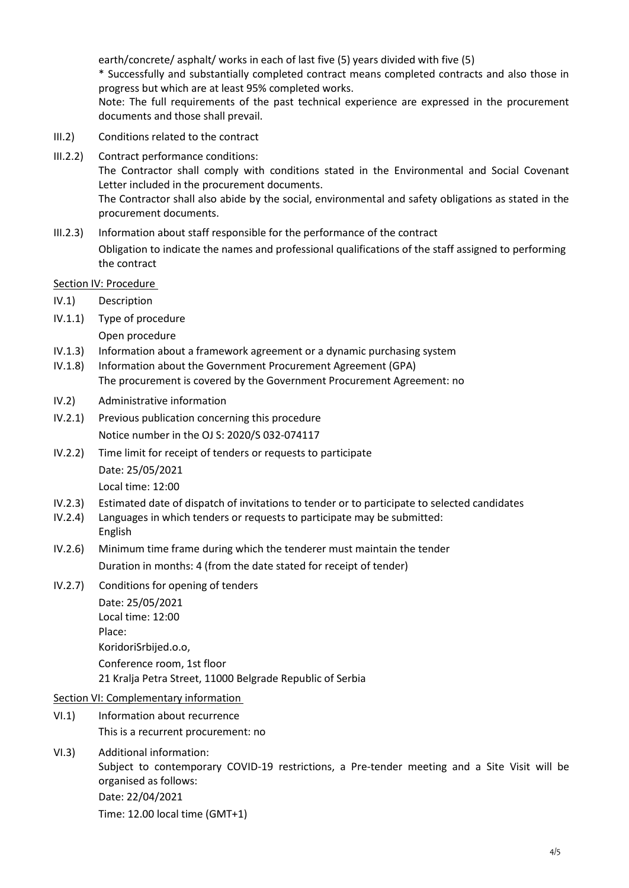earth/concrete/ asphalt/ works in each of last five (5) years divided with five (5)

* Successfully and substantially completed contract means completed contracts and also those in progress but which are at least 95% completed works.

Note: The full requirements of the past technical experience are expressed in the procurement documents and those shall prevail.

III.2) Conditions related to the contract

III.2.2) Contract performance conditions:

The Contractor shall comply with conditions stated in the Environmental and Social Covenant Letter included in the procurement documents.

The Contractor shall also abide by the social, environmental and safety obligations as stated in the procurement documents.

III.2.3) Information about staff responsible for the performance of the contract

Obligation to indicate the names and professional qualifications of the staff assigned to performing the contract

Section IV: Procedure

IV.1) Description

IV.1.1) Type of procedure

Open procedure

IV.1.3) Information about a framework agreement or a dynamic purchasing system

IV.1.8) Information about the Government Procurement Agreement (GPA)

The procurement is covered by the Government Procurement Agreement: no

IV.2) Administrative information

IV.2.1) Previous publication concerning this procedure

Notice number in the OJ S: 2020/S 032-074117

IV.2.2) Time limit for receipt of tenders or requests to participate

Date: 25/05/2021

Local time: 12:00

IV.2.3) Estimated date of dispatch of invitations to tender or to participate to selected candidates

IV.2.4) Languages in which tenders or requests to participate may be submitted:

English

IV.2.6) Minimum time frame during which the tenderer must maintain the tender

Duration in months: 4 (from the date stated for receipt of tender)

IV.2.7) Conditions for opening of tenders

Date: 25/05/2021

Local time: 12:00

Place:

KoridoriSrbijed.o.o,

Conference room, 1st floor

21 Kralja Petra Street, 11000 Belgrade Republic of Serbia

Section VI: Complementary information

VI.1) Information about recurrence

This is a recurrent procurement: no

VI.3) Additional information:

Subject to contemporary COVID-19 restrictions, a Pre-tender meeting and a Site Visit will be organised as follows:

Date: 22/04/2021

Time: 12.00 local time (GMT+1)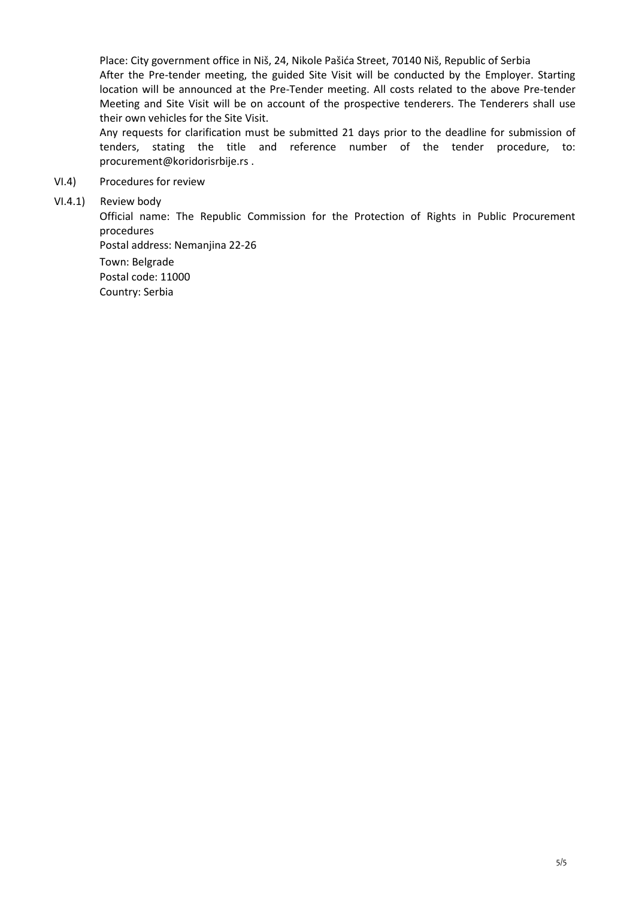Place: City government office in Niš, 24, Nikole Pašića Street, 70140 Niš, Republic of Serbia

After the Pre-tender meeting, the guided Site Visit will be conducted by the Employer. Starting location will be announced at the Pre-Tender meeting. All costs related to the above Pre-tender Meeting and Site Visit will be on account of the prospective tenderers. The Tenderers shall use their own vehicles for the Site Visit.

Any requests for clarification must be submitted 21 days prior to the deadline for submission of tenders, stating the title and reference number of the tender procedure, to: procurement@koridorisrbije.rs .

VI.4) Procedures for review

VI.4.1) Review body

Official name: The Republic Commission for the Protection of Rights in Public Procurement procedures

Postal address: Nemanjina 22-26

Town: Belgrade

Postal code: 11000

Country: Serbia